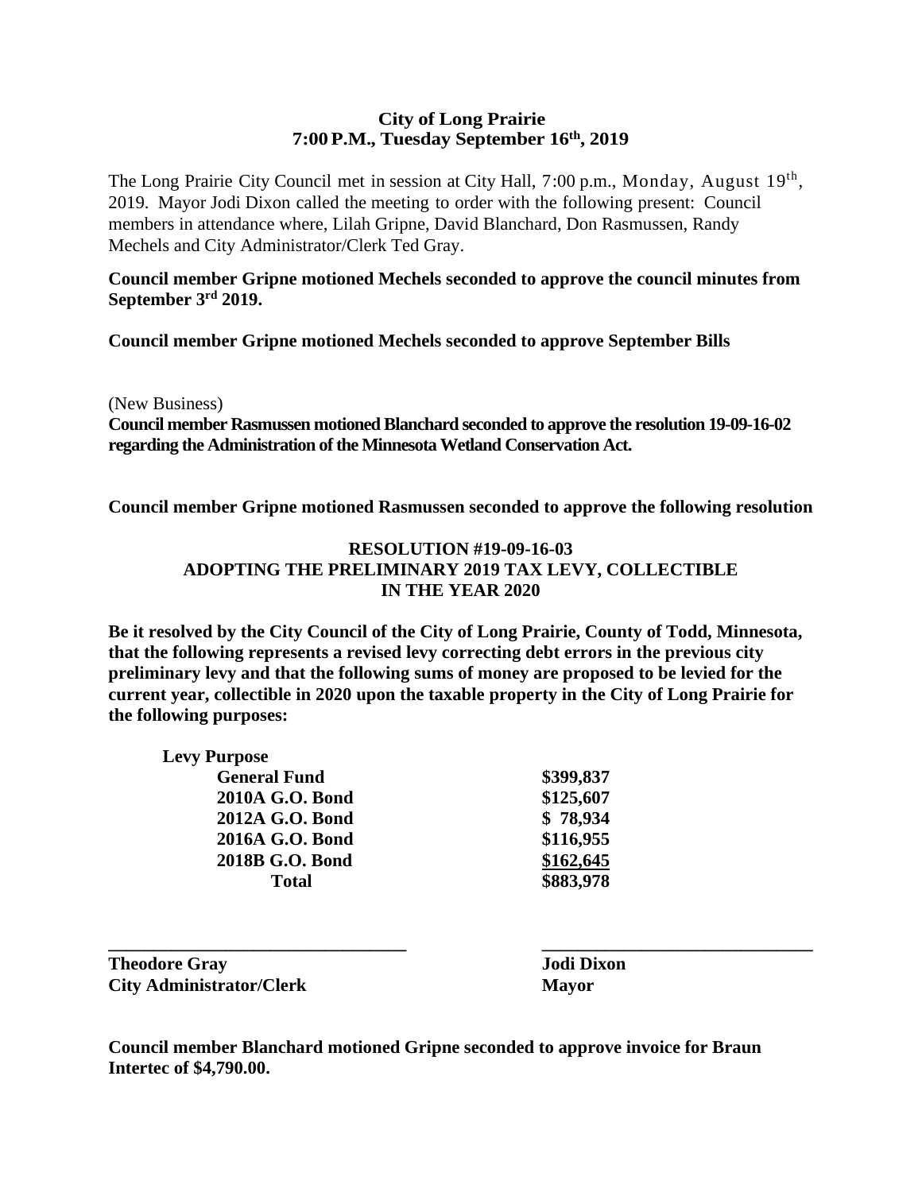# City of Long Prairie
## 7:00 P.M., Tuesday September 16th, 2019

The Long Prairie City Council met in session at City Hall, 7:00 p.m., Monday, August 19th, 2019. Mayor Jodi Dixon called the meeting to order with the following present: Council members in attendance where, Lilah Gripne, David Blanchard, Don Rasmussen, Randy Mechels and City Administrator/Clerk Ted Gray.

**Council member Gripne motioned Mechels seconded to approve the council minutes from September 3rd 2019.**

**Council member Gripne motioned Mechels seconded to approve September Bills**

(New Business)

**Council member Rasmussen motioned Blanchard seconded to approve the resolution 19-09-16-02 regarding the Administration of the Minnesota Wetland Conservation Act.**

**Council member Gripne motioned Rasmussen seconded to approve the following resolution**

### RESOLUTION #19-09-16-03
### ADOPTING THE PRELIMINARY 2019 TAX LEVY, COLLECTIBLE IN THE YEAR 2020

**Be it resolved by the City Council of the City of Long Prairie, County of Todd, Minnesota, that the following represents a revised levy correcting debt errors in the previous city preliminary levy and that the following sums of money are proposed to be levied for the current year, collectible in 2020 upon the taxable property in the City of Long Prairie for the following purposes:**

| Levy Purpose | |
|---|---|
| General Fund | $399,837 |
| 2010A G.O. Bond | $125,607 |
| 2012A G.O. Bond | $ 78,934 |
| 2016A G.O. Bond | $116,955 |
| 2018B G.O. Bond | $162,645 |
| Total | $883,978 |

\_\_\_\_\_\_\_\_\_\_\_\_\_\_\_\_\_\_\_\_\_\_\_\_\_\_\_\_\_\_ \_\_\_\_\_\_\_\_\_\_\_\_\_\_\_\_\_\_\_\_\_\_\_\_\_\_\_\_\_\_

**Theodore Gray** **Jodi Dixon**
**City Administrator/Clerk** **Mayor**

**Council member Blanchard motioned Gripne seconded to approve invoice for Braun Intertec of $4,790.00.**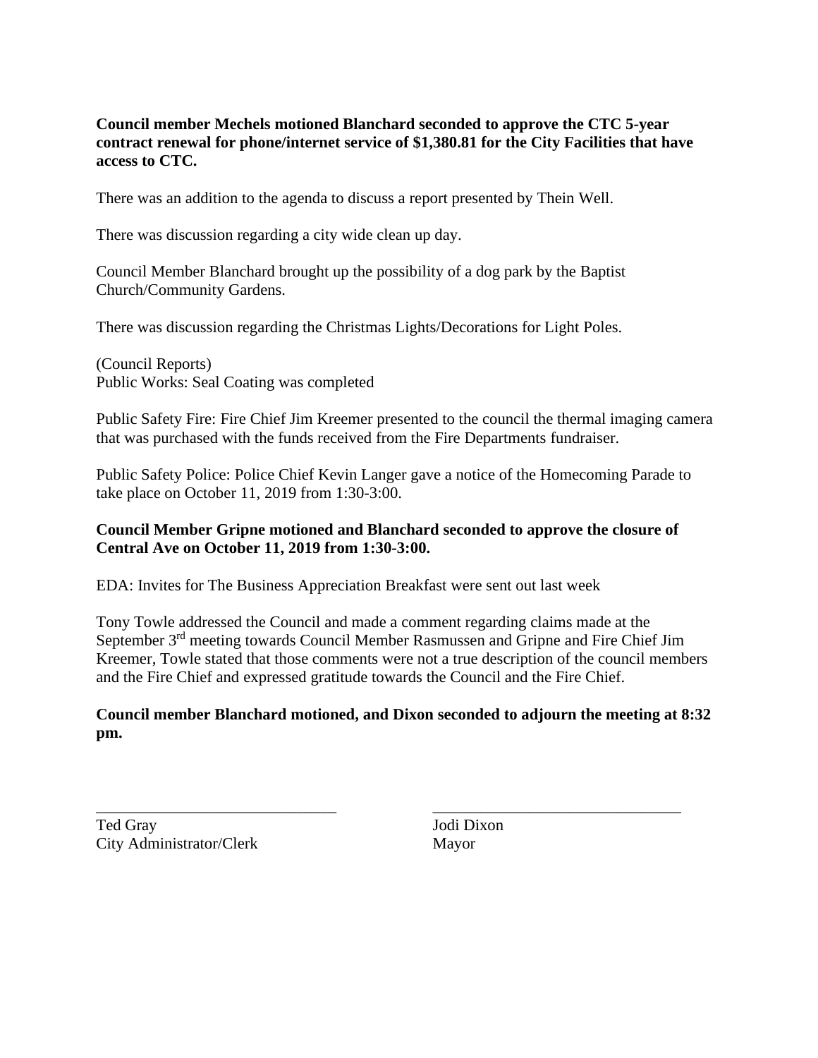**Council member Mechels motioned Blanchard seconded to approve the CTC 5-year contract renewal for phone/internet service of $1,380.81 for the City Facilities that have access to CTC.**

There was an addition to the agenda to discuss a report presented by Thein Well.

There was discussion regarding a city wide clean up day.

Council Member Blanchard brought up the possibility of a dog park by the Baptist Church/Community Gardens.

There was discussion regarding the Christmas Lights/Decorations for Light Poles.

(Council Reports)
Public Works: Seal Coating was completed

Public Safety Fire: Fire Chief Jim Kreemer presented to the council the thermal imaging camera that was purchased with the funds received from the Fire Departments fundraiser.

Public Safety Police: Police Chief Kevin Langer gave a notice of the Homecoming Parade to take place on October 11, 2019 from 1:30-3:00.

**Council Member Gripne motioned and Blanchard seconded to approve the closure of Central Ave on October 11, 2019 from 1:30-3:00.**

EDA: Invites for The Business Appreciation Breakfast were sent out last week

Tony Towle addressed the Council and made a comment regarding claims made at the September 3rd meeting towards Council Member Rasmussen and Gripne and Fire Chief Jim Kreemer, Towle stated that those comments were not a true description of the council members and the Fire Chief and expressed gratitude towards the Council and the Fire Chief.

**Council member Blanchard motioned, and Dixon seconded to adjourn the meeting at 8:32 pm.**

| | |
|---|---|
| ______________________________ | ______________________________ |
| Ted Gray | Jodi Dixon |
| City Administrator/Clerk | Mayor |